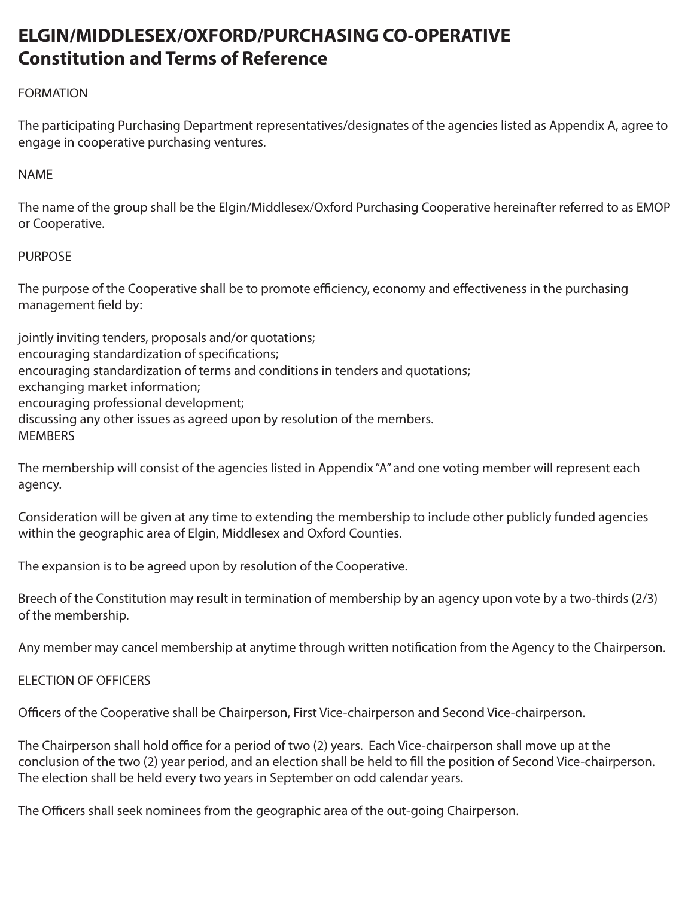# ELGIN/MIDDLESEX/OXFORD/PURCHASING CO-OPERATIVE
# Constitution and Terms of Reference

## FORMATION

The participating Purchasing Department representatives/designates of the agencies listed as Appendix A, agree to engage in cooperative purchasing ventures.

## NAME

The name of the group shall be the Elgin/Middlesex/Oxford Purchasing Cooperative hereinafter referred to as EMOP or Cooperative.

## PURPOSE

The purpose of the Cooperative shall be to promote efficiency, economy and effectiveness in the purchasing management field by:

jointly inviting tenders, proposals and/or quotations;
encouraging standardization of specifications;
encouraging standardization of terms and conditions in tenders and quotations;
exchanging market information;
encouraging professional development;
discussing any other issues as agreed upon by resolution of the members.

## MEMBERS

The membership will consist of the agencies listed in Appendix "A" and one voting member will represent each agency.

Consideration will be given at any time to extending the membership to include other publicly funded agencies within the geographic area of Elgin, Middlesex and Oxford Counties.

The expansion is to be agreed upon by resolution of the Cooperative.

Breech of the Constitution may result in termination of membership by an agency upon vote by a two-thirds (2/3) of the membership.

Any member may cancel membership at anytime through written notification from the Agency to the Chairperson.

## ELECTION OF OFFICERS

Officers of the Cooperative shall be Chairperson, First Vice-chairperson and Second Vice-chairperson.

The Chairperson shall hold office for a period of two (2) years. Each Vice-chairperson shall move up at the conclusion of the two (2) year period, and an election shall be held to fill the position of Second Vice-chairperson. The election shall be held every two years in September on odd calendar years.

The Officers shall seek nominees from the geographic area of the out-going Chairperson.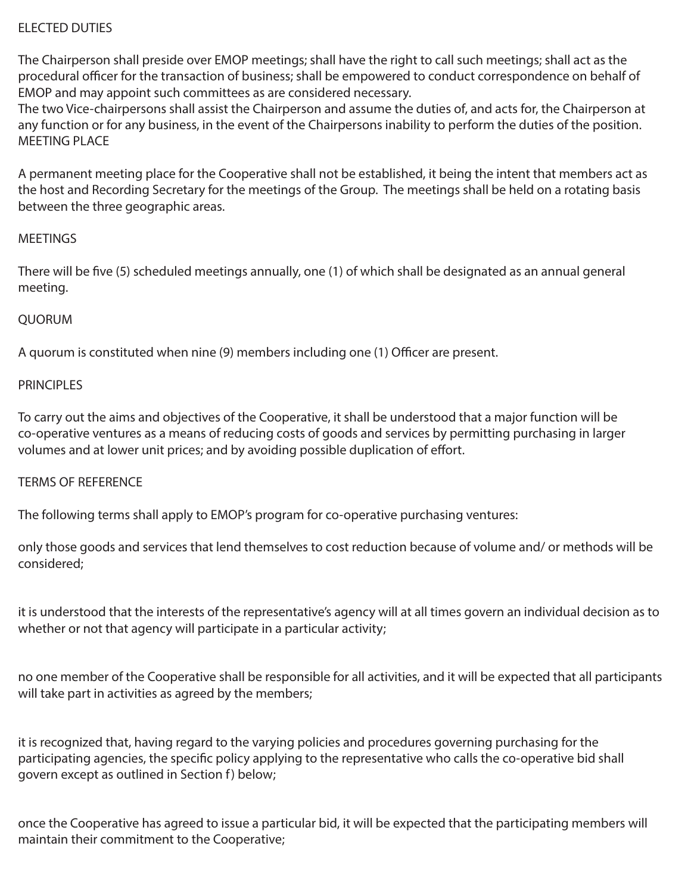## ELECTED DUTIES

The Chairperson shall preside over EMOP meetings; shall have the right to call such meetings; shall act as the procedural officer for the transaction of business; shall be empowered to conduct correspondence on behalf of EMOP and may appoint such committees as are considered necessary.

The two Vice-chairpersons shall assist the Chairperson and assume the duties of, and acts for, the Chairperson at any function or for any business, in the event of the Chairpersons inability to perform the duties of the position.

## MEETING PLACE

A permanent meeting place for the Cooperative shall not be established, it being the intent that members act as the host and Recording Secretary for the meetings of the Group. The meetings shall be held on a rotating basis between the three geographic areas.

## MEETINGS

There will be five (5) scheduled meetings annually, one (1) of which shall be designated as an annual general meeting.

## QUORUM

A quorum is constituted when nine (9) members including one (1) Officer are present.

## PRINCIPLES

To carry out the aims and objectives of the Cooperative, it shall be understood that a major function will be co-operative ventures as a means of reducing costs of goods and services by permitting purchasing in larger volumes and at lower unit prices; and by avoiding possible duplication of effort.

## TERMS OF REFERENCE

The following terms shall apply to EMOP's program for co-operative purchasing ventures:

only those goods and services that lend themselves to cost reduction because of volume and/ or methods will be considered;

it is understood that the interests of the representative's agency will at all times govern an individual decision as to whether or not that agency will participate in a particular activity;

no one member of the Cooperative shall be responsible for all activities, and it will be expected that all participants will take part in activities as agreed by the members;

it is recognized that, having regard to the varying policies and procedures governing purchasing for the participating agencies, the specific policy applying to the representative who calls the co-operative bid shall govern except as outlined in Section f) below;

once the Cooperative has agreed to issue a particular bid, it will be expected that the participating members will maintain their commitment to the Cooperative;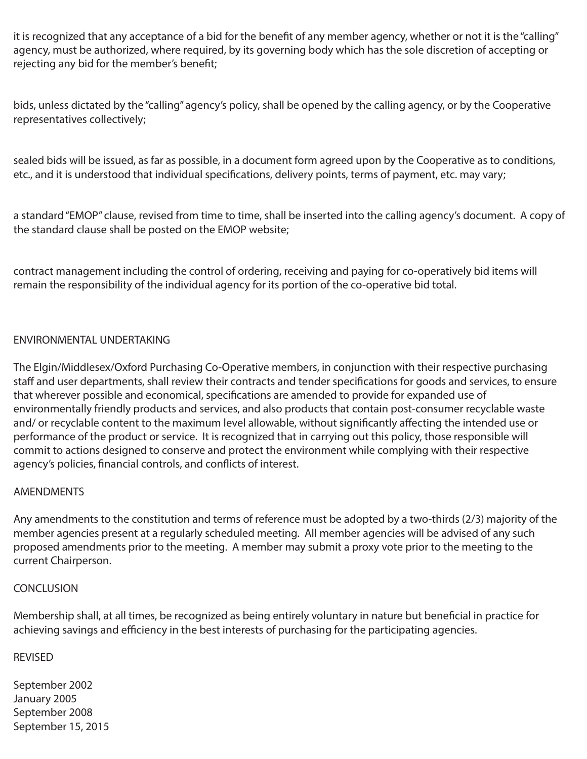it is recognized that any acceptance of a bid for the benefit of any member agency, whether or not it is the "calling" agency, must be authorized, where required, by its governing body which has the sole discretion of accepting or rejecting any bid for the member's benefit;

bids, unless dictated by the "calling" agency's policy, shall be opened by the calling agency, or by the Cooperative representatives collectively;

sealed bids will be issued, as far as possible, in a document form agreed upon by the Cooperative as to conditions, etc., and it is understood that individual specifications, delivery points, terms of payment, etc. may vary;

a standard "EMOP" clause, revised from time to time, shall be inserted into the calling agency's document. A copy of the standard clause shall be posted on the EMOP website;

contract management including the control of ordering, receiving and paying for co-operatively bid items will remain the responsibility of the individual agency for its portion of the co-operative bid total.

## ENVIRONMENTAL UNDERTAKING

The Elgin/Middlesex/Oxford Purchasing Co-Operative members, in conjunction with their respective purchasing staff and user departments, shall review their contracts and tender specifications for goods and services, to ensure that wherever possible and economical, specifications are amended to provide for expanded use of environmentally friendly products and services, and also products that contain post-consumer recyclable waste and/ or recyclable content to the maximum level allowable, without significantly affecting the intended use or performance of the product or service. It is recognized that in carrying out this policy, those responsible will commit to actions designed to conserve and protect the environment while complying with their respective agency's policies, financial controls, and conflicts of interest.

## AMENDMENTS

Any amendments to the constitution and terms of reference must be adopted by a two-thirds (2/3) majority of the member agencies present at a regularly scheduled meeting. All member agencies will be advised of any such proposed amendments prior to the meeting. A member may submit a proxy vote prior to the meeting to the current Chairperson.

## CONCLUSION

Membership shall, at all times, be recognized as being entirely voluntary in nature but beneficial in practice for achieving savings and efficiency in the best interests of purchasing for the participating agencies.

## REVISED

September 2002
January 2005
September 2008
September 15, 2015